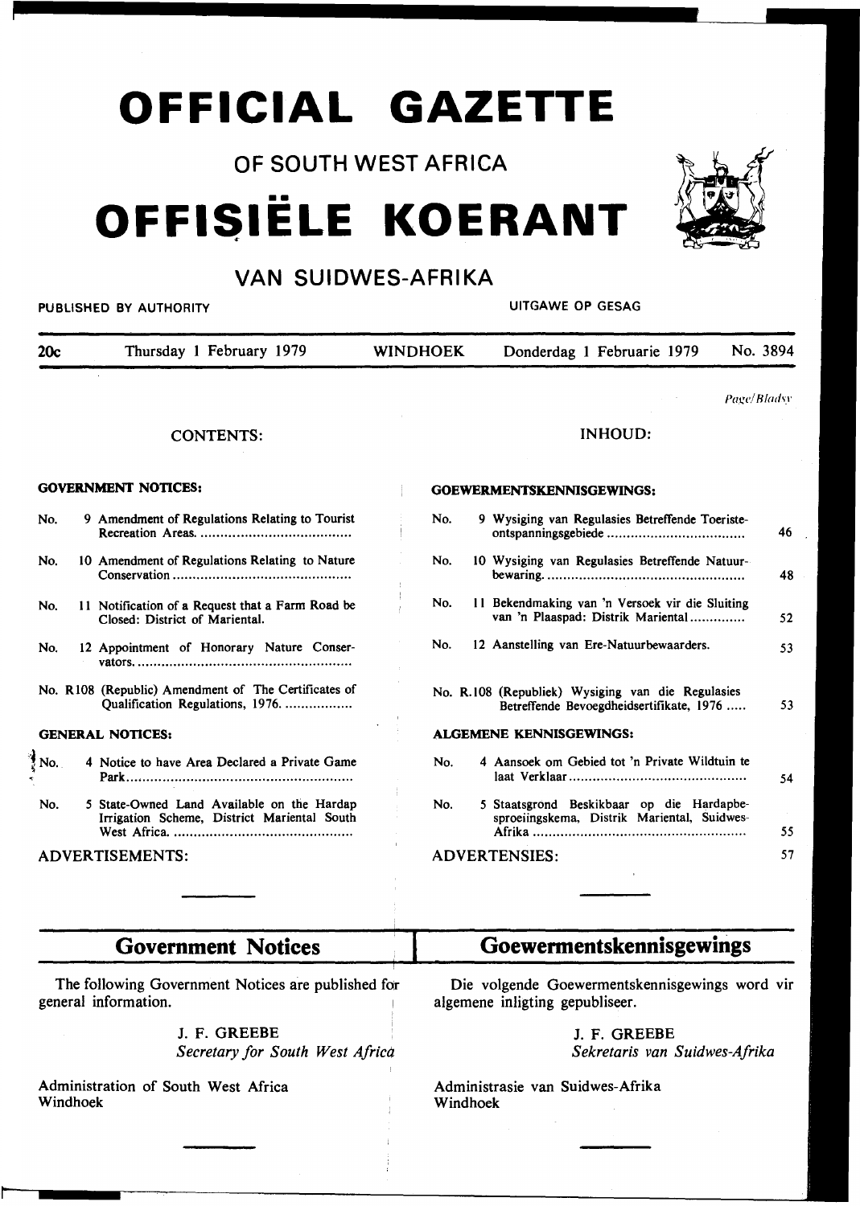# OFFICIAL GAZETTE

## OF SOUTH WEST AFRICA

# OFFISIËLE KOERANT

## VAN SUIDWES-AFRIKA

PUBLISHED BY AUTHORITY — UITGAWE OP GESAG

| 20c | Thursday 1 February 1979 | WINDHOEK | Donderdag 1 Februarie 1979 | No. 3894 |
|---|---|---|---|---|

*Page/Bladsy*

## CONTENTS:

**GOVERNMENT NOTICES:**

No. 9 Amendment of Regulations Relating to Tourist Recreation Areas. .......... 46

No. 10 Amendment of Regulations Relating to Nature Conservation .......... 48

No. 11 Notification of a Request that a Farm Road be Closed: District of Mariental. 52

No. 12 Appointment of Honorary Nature Conservators. .......... 53

No. R108 (Republic) Amendment of The Certificates of Qualification Regulations, 1976. .......... 53

**GENERAL NOTICES:**

No. 4 Notice to have Area Declared a Private Game Park.......... 54

No. 5 State-Owned Land Available on the Hardap Irrigation Scheme, District Mariental South West Africa. .......... 55

ADVERTISEMENTS: 57

## INHOUD:

**GOEWERMENTSKENNISGEWINGS:**

No. 9 Wysiging van Regulasies Betreffende Toeriste-ontspanningsgebiede .......... 46

No. 10 Wysiging van Regulasies Betreffende Natuurbewaring. .......... 48

No. 11 Bekendmaking van 'n Versoek vir die Sluiting van 'n Plaaspad: Distrik Mariental.......... 52

No. 12 Aanstelling van Ere-Natuurbewaarders. 53

No. R.108 (Republiek) Wysiging van die Regulasies Betreffende Bevoegdheidsertifikate, 1976 ..... 53

**ALGEMENE KENNISGEWINGS:**

No. 4 Aansoek om Gebied tot 'n Private Wildtuin te laat Verklaar.......... 54

No. 5 Staatsgrond Beskikbaar op die Hardapbesproeiingskema, Distrik Mariental, Suidwes-Afrika .......... 55

ADVERTENSIES: 57

---

## Government Notices

The following Government Notices are published for general information.

J. F. GREEBE
*Secretary for South West Africa*

Administration of South West Africa
Windhoek

## Goewermentskennisgewings

Die volgende Goewermentskennisgewings word vir algemene inligting gepubliseer.

J. F. GREEBE
*Sekretaris van Suidwes-Afrika*

Administrasie van Suidwes-Afrika
Windhoek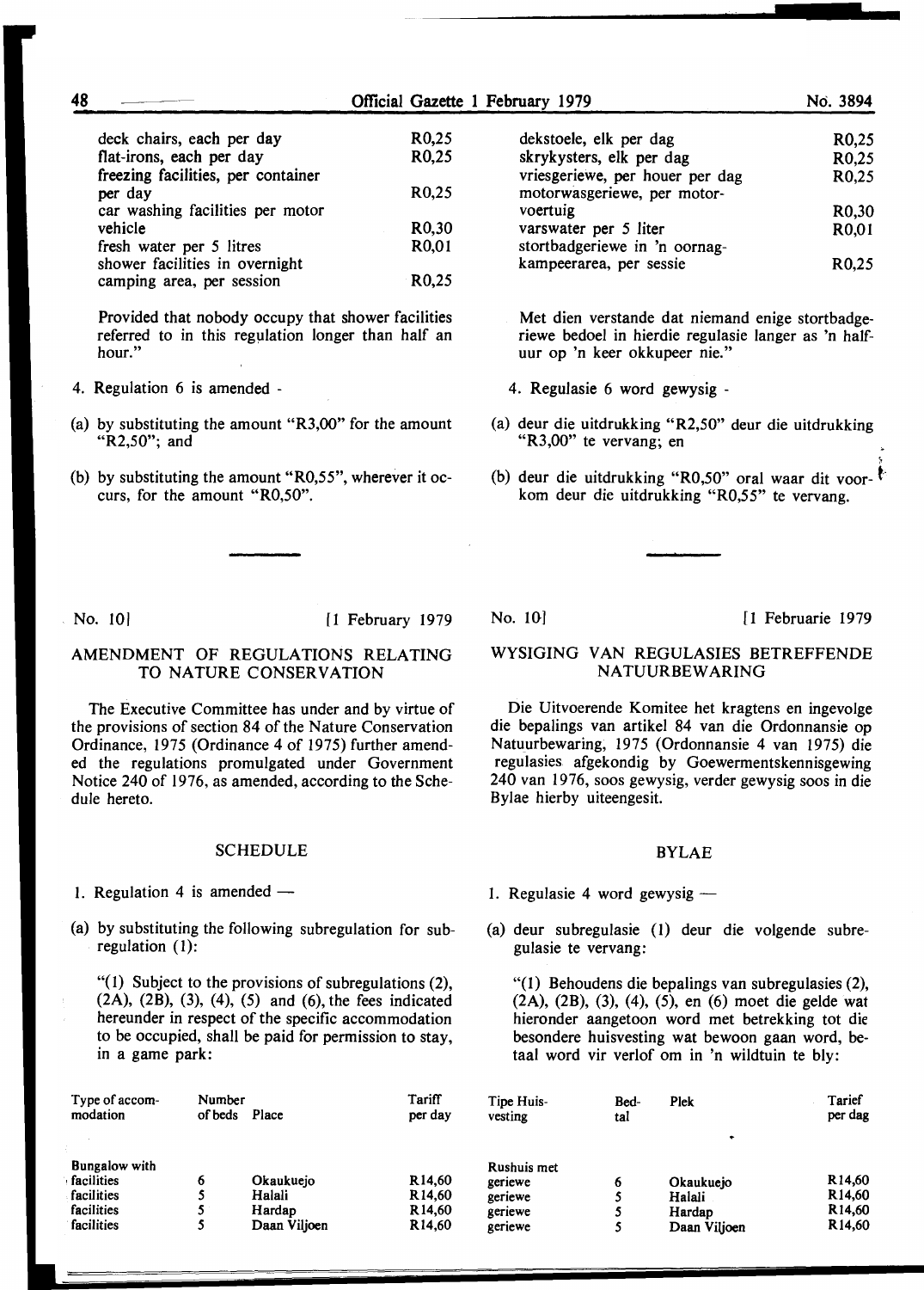| | |
|---|---|
| deck chairs, each per day | R0,25 |
| flat-irons, each per day | R0,25 |
| freezing facilities, per container per day | R0,25 |
| car washing facilities per motor vehicle | R0,30 |
| fresh water per 5 litres | R0,01 |
| shower facilities in overnight camping area, per session | R0,25 |

Provided that nobody occupy that shower facilities referred to in this regulation longer than half an hour."

4. Regulation 6 is amended -

(a) by substituting the amount "R3,00" for the amount "R2,50"; and

(b) by substituting the amount "R0,55", wherever it occurs, for the amount "R0,50".

| | |
|---|---|
| dekstoele, elk per dag | R0,25 |
| skrykysters, elk per dag | R0,25 |
| vriesgeriewe, per houer per dag | R0,25 |
| motorwasgeriewe, per motorvoertuig | R0,30 |
| varswater per 5 liter | R0,01 |
| stortbadgeriewe in 'n oornagkampeerarea, per sessie | R0,25 |

Met dien verstande dat niemand enige stortbadgeriewe bedoel in hierdie regulasie langer as 'n halfuur op 'n keer okkupeer nie."

4. Regulasie 6 word gewysig -

(a) deur die uitdrukking "R2,50" deur die uitdrukking "R3,00" te vervang; en

(b) deur die uitdrukking "R0,50" oral waar dit voorkom deur die uitdrukking "R0,55" te vervang.

---

No. 10] [1 February 1979

## AMENDMENT OF REGULATIONS RELATING TO NATURE CONSERVATION

The Executive Committee has under and by virtue of the provisions of section 84 of the Nature Conservation Ordinance, 1975 (Ordinance 4 of 1975) further amended the regulations promulgated under Government Notice 240 of 1976, as amended, according to the Schedule hereto.

### SCHEDULE

1. Regulation 4 is amended —

(a) by substituting the following subregulation for subregulation (1):

"(1) Subject to the provisions of subregulations (2), (2A), (2B), (3), (4), (5) and (6), the fees indicated hereunder in respect of the specific accommodation to be occupied, shall be paid for permission to stay, in a game park:

| Type of accommodation | Number of beds | Place | Tariff per day |
|---|---|---|---|
| Bungalow with | | | |
| facilities | 6 | Okaukuejo | R14,60 |
| facilities | 5 | Halali | R14,60 |
| facilities | 5 | Hardap | R14,60 |
| facilities | 5 | Daan Viljoen | R14,60 |

No. 10] [1 Februarie 1979

## WYSIGING VAN REGULASIES BETREFFENDE NATUURBEWARING

Die Uitvoerende Komitee het kragtens en ingevolge die bepalings van artikel 84 van die Ordonnansie op Natuurbewaring, 1975 (Ordonnansie 4 van 1975) die regulasies afgekondig by Goewermentskennisgewing 240 van 1976, soos gewysig, verder gewysig soos in die Bylae hierby uiteengesit.

### BYLAE

1. Regulasie 4 word gewysig —

(a) deur subregulasie (1) deur die volgende subregulasie te vervang:

"(1) Behoudens die bepalings van subregulasies (2), (2A), (2B), (3), (4), (5), en (6) moet die gelde wat hieronder aangetoon word met betrekking tot die besondere huisvesting wat bewoon gaan word, betaal word vir verlof om in 'n wildtuin te bly:

| Tipe Huisvesting | Bedtal | Plek | Tarief per dag |
|---|---|---|---|
| Rushuis met | | | |
| geriewe | 6 | Okaukuejo | R14,60 |
| geriewe | 5 | Halali | R14,60 |
| geriewe | 5 | Hardap | R14,60 |
| geriewe | 5 | Daan Viljoen | R14,60 |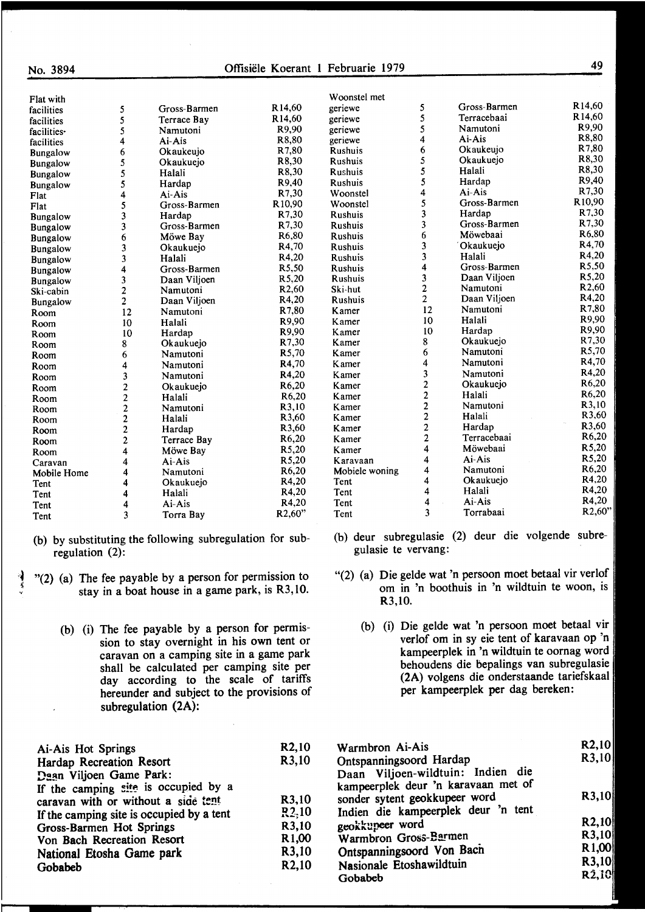| Flat with | | | |
|---|---|---|---|
| facilities | 5 | Gross-Barmen | R14,60 |
| facilities | 5 | Terrace Bay | R14,60 |
| facilities | 5 | Namutoni | R9,90 |
| facilities | 4 | Ai-Ais | R8,80 |
| Bungalow | 6 | Okaukeujo | R7,80 |
| Bungalow | 5 | Okaukuejo | R8,30 |
| Bungalow | 5 | Halali | R8,30 |
| Bungalow | 5 | Hardap | R9,40 |
| Flat | 4 | Ai-Ais | R7,30 |
| Flat | 5 | Gross-Barmen | R10,90 |
| Bungalow | 3 | Hardap | R7,30 |
| Bungalow | 3 | Gross-Barmen | R7,30 |
| Bungalow | 6 | Möwe Bay | R6,80 |
| Bungalow | 3 | Okaukuejo | R4,70 |
| Bungalow | 3 | Halali | R4,20 |
| Bungalow | 4 | Gross-Barmen | R5,50 |
| Bungalow | 3 | Daan Viljoen | R5,20 |
| Ski-cabin | 2 | Namutoni | R2,60 |
| Bungalow | 2 | Daan Viljoen | R4,20 |
| Room | 12 | Namutoni | R7,80 |
| Room | 10 | Halali | R9,90 |
| Room | 10 | Hardap | R9,90 |
| Room | 8 | Okaukuejo | R7,30 |
| Room | 6 | Namutoni | R5,70 |
| Room | 4 | Namutoni | R4,70 |
| Room | 3 | Namutoni | R4,20 |
| Room | 2 | Okaukuejo | R6,20 |
| Room | 2 | Halali | R6,20 |
| Room | 2 | Namutoni | R3,10 |
| Room | 2 | Halali | R3,60 |
| Room | 2 | Hardap | R3,60 |
| Room | 2 | Terrace Bay | R6,20 |
| Room | 4 | Möwe Bay | R5,20 |
| Caravan | 4 | Ai-Ais | R5,20 |
| Mobile Home | 4 | Namutoni | R6,20 |
| Tent | 4 | Okaukuejo | R4,20 |
| Tent | 4 | Halali | R4,20 |
| Tent | 4 | Ai-Ais | R4,20 |
| Tent | 3 | Torra Bay | R2,60" |

(b) by substituting the following subregulation for subregulation (2):

"(2) (a) The fee payable by a person for permission to stay in a boat house in a game park, is R3,10.

(b) (i) The fee payable by a person for permission to stay overnight in his own tent or caravan on a camping site in a game park shall be calculated per camping site per day according to the scale of tariffs hereunder and subject to the provisions of subregulation (2A):

| | |
|---|---|
| Ai-Ais Hot Springs | R2,10 |
| Hardap Recreation Resort | R3,10 |
| Daan Viljoen Game Park: | |
| If the camping site is occupied by a caravan with or without a side tent | R3,10 |
| If the camping site is occupied by a tent | R2,10 |
| Gross-Barmen Hot Springs | R3,10 |
| Von Bach Recreation Resort | R1,00 |
| National Etosha Game park | R3,10 |
| Gobabeb | R2,10 |

| Woonstel met | | | |
|---|---|---|---|
| geriewe | 5 | Gross-Barmen | R14,60 |
| geriewe | 5 | Terracebaai | R14,60 |
| geriewe | 5 | Namutoni | R9,90 |
| geriewe | 4 | Ai-Ais | R8,80 |
| Rushuis | 6 | Okaukeujo | R7,80 |
| Rushuis | 5 | Okaukuejo | R8,30 |
| Rushuis | 5 | Halali | R8,30 |
| Rushuis | 5 | Hardap | R9,40 |
| Woonstel | 4 | Ai-Ais | R7,30 |
| Woonstel | 5 | Gross-Barmen | R10,90 |
| Rushuis | 3 | Hardap | R7,30 |
| Rushuis | 3 | Gross-Barmen | R7,30 |
| Rushuis | 6 | Möwebaai | R6,80 |
| Rushuis | 3 | Okaukuejo | R4,70 |
| Rushuis | 3 | Halali | R4,20 |
| Rushuis | 4 | Gross-Barmen | R5,50 |
| Rushuis | 3 | Daan Viljoen | R5,20 |
| Ski-hut | 2 | Namutoni | R2,60 |
| Rushuis | 2 | Daan Viljoen | R4,20 |
| Kamer | 12 | Namutoni | R7,80 |
| Kamer | 10 | Halali | R9,90 |
| Kamer | 10 | Hardap | R9,90 |
| Kamer | 8 | Okaukuejo | R7,30 |
| Kamer | 6 | Namutoni | R5,70 |
| Kamer | 4 | Namutoni | R4,70 |
| Kamer | 3 | Namutoni | R4,20 |
| Kamer | 2 | Okaukuejo | R6,20 |
| Kamer | 2 | Halali | R6,20 |
| Kamer | 2 | Namutoni | R3,10 |
| Kamer | 2 | Halali | R3,60 |
| Kamer | 2 | Hardap | R3,60 |
| Kamer | 2 | Terracebaai | R6,20 |
| Kamer | 4 | Möwebaai | R5,20 |
| Karavaan | 4 | Ai-Ais | R5,20 |
| Mobiele woning | 4 | Namutoni | R6,20 |
| Tent | 4 | Okaukuejo | R4,20 |
| Tent | 4 | Halali | R4,20 |
| Tent | 4 | Ai-Ais | R4,20 |
| Tent | 3 | Torrabaai | R2,60" |

(b) deur subregulasie (2) deur die volgende subregulasie te vervang:

"(2) (a) Die gelde wat 'n persoon moet betaal vir verlof om in 'n boothuis in 'n wildtuin te woon, is R3,10.

(b) (i) Die gelde wat 'n persoon moet betaal vir verlof om in sy eie tent of karavaan op 'n kampeerplek in 'n wildtuin te oornag word behoudens die bepalings van subregulasie (2A) volgens die onderstaande tariefskaal per kampeerplek per dag bereken:

| | |
|---|---|
| Warmbron Ai-Ais | R2,10 |
| Ontspanningsoord Hardap | R3,10 |
| Daan Viljoen-wildtuin: Indien die kampeerplek deur 'n karavaan met of sonder sytent geokkupeer word | R3,10 |
| Indien die kampeerplek deur 'n tent geokkupeer word | R2,10 |
| Warmbron Gross-Barmen | R3,10 |
| Ontspanningsoord Von Bach | R1,00 |
| Nasionale Etoshawildtuin | R3,10 |
| Gobabeb | R2,10 |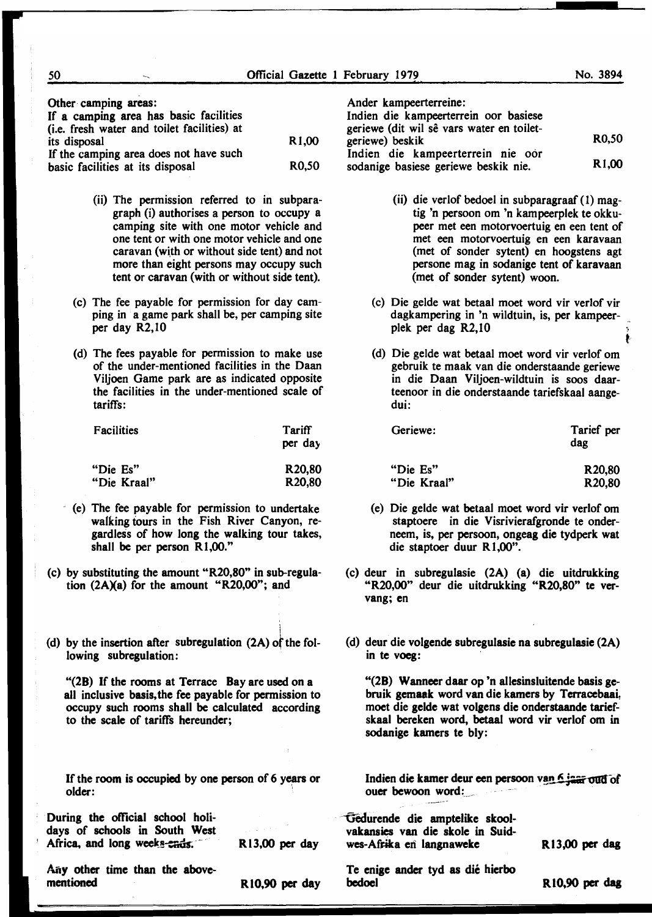Other camping areas:

| | |
|---|---|
| If a camping area has basic facilities (i.e. fresh water and toilet facilities) at its disposal | R1,00 |
| If the camping area does not have such basic facilities at its disposal | R0,50 |

(ii) The permission referred to in subparagraph (i) authorises a person to occupy a camping site with one motor vehicle and one tent or with one motor vehicle and one caravan (with or without side tent) and not more than eight persons may occupy such tent or caravan (with or without side tent).

(c) The fee payable for permission for day camping in a game park shall be, per camping site per day R2,10

(d) The fees payable for permission to make use of the under-mentioned facilities in the Daan Viljoen Game park are as indicated opposite the facilities in the under-mentioned scale of tariffs:

| Facilities | Tariff per day |
|---|---|
| "Die Es" | R20,80 |
| "Die Kraal" | R20,80 |

(e) The fee payable for permission to undertake walking tours in the Fish River Canyon, regardless of how long the walking tour takes, shall be per person R1,00."

(c) by substituting the amount "R20,80" in sub-regulation (2A)(a) for the amount "R20,00"; and

(d) by the insertion after subregulation (2A) of the following subregulation:

"(2B) If the rooms at Terrace Bay are used on a all inclusive basis, the fee payable for permission to occupy such rooms shall be calculated according to the scale of tariffs hereunder;

If the room is occupied by one person of 6 years or older:

| | |
|---|---|
| During the official school holidays of schools in South West Africa, and long week-ends. | R13,00 per day |
| Any other time than the above-mentioned | R10,90 per day |

Ander kampeerterreine:

| | |
|---|---|
| Indien die kampeerterrein oor basiese geriewe (dit wil sê vars water en toilet-geriewe) beskik | R0,50 |
| Indien die kampeerterrein nie oor sodanige basiese geriewe beskik nie. | R1,00 |

(ii) die verlof bedoel in subparagraaf (1) magtig 'n persoon om 'n kampeerplek te okkupeer met een motorvoertuig en een tent of met een motorvoertuig en een karavaan (met of sonder sytent) en hoogstens agt persone mag in sodanige tent of karavaan (met of sonder sytent) woon.

(c) Die gelde wat betaal moet word vir verlof vir dagkampering in 'n wildtuin, is, per kampeerplek per dag R2,10

(d) Die gelde wat betaal moet word vir verlof om gebruik te maak van die onderstaande geriewe in die Daan Viljoen-wildtuin is soos daarteenoor in die onderstaande tariefskaal aangedui:

| Geriewe: | Tarief per dag |
|---|---|
| "Die Es" | R20,80 |
| "Die Kraal" | R20,80 |

(e) Die gelde wat betaal moet word vir verlof om staptoere in die Visrivierafgronde te onderneem, is, per persoon, ongeag die tydperk wat die staptoer duur R1,00".

(c) deur in subregulasie (2A) (a) die uitdrukking "R20,00" deur die uitdrukking "R20,80" te vervang; en

(d) deur die volgende subregulasie na subregulasie (2A) in te voeg:

"(2B) Wanneer daar op 'n allesinsluitende basis gebruik gemaak word van die kamers by Terracebaai, moet die gelde wat volgens die onderstaande tariefskaal bereken word, betaal word vir verlof om in sodanige kamers te bly:

Indien die kamer deur een persoon van 6 jaar oud of ouer bewoon word:

| | |
|---|---|
| Gedurende die amptelike skoolvakansies van die skole in Suidwes-Afrika en langnaweke | R13,00 per dag |
| Te enige ander tyd as dié hierbo bedoel | R10,90 per dag |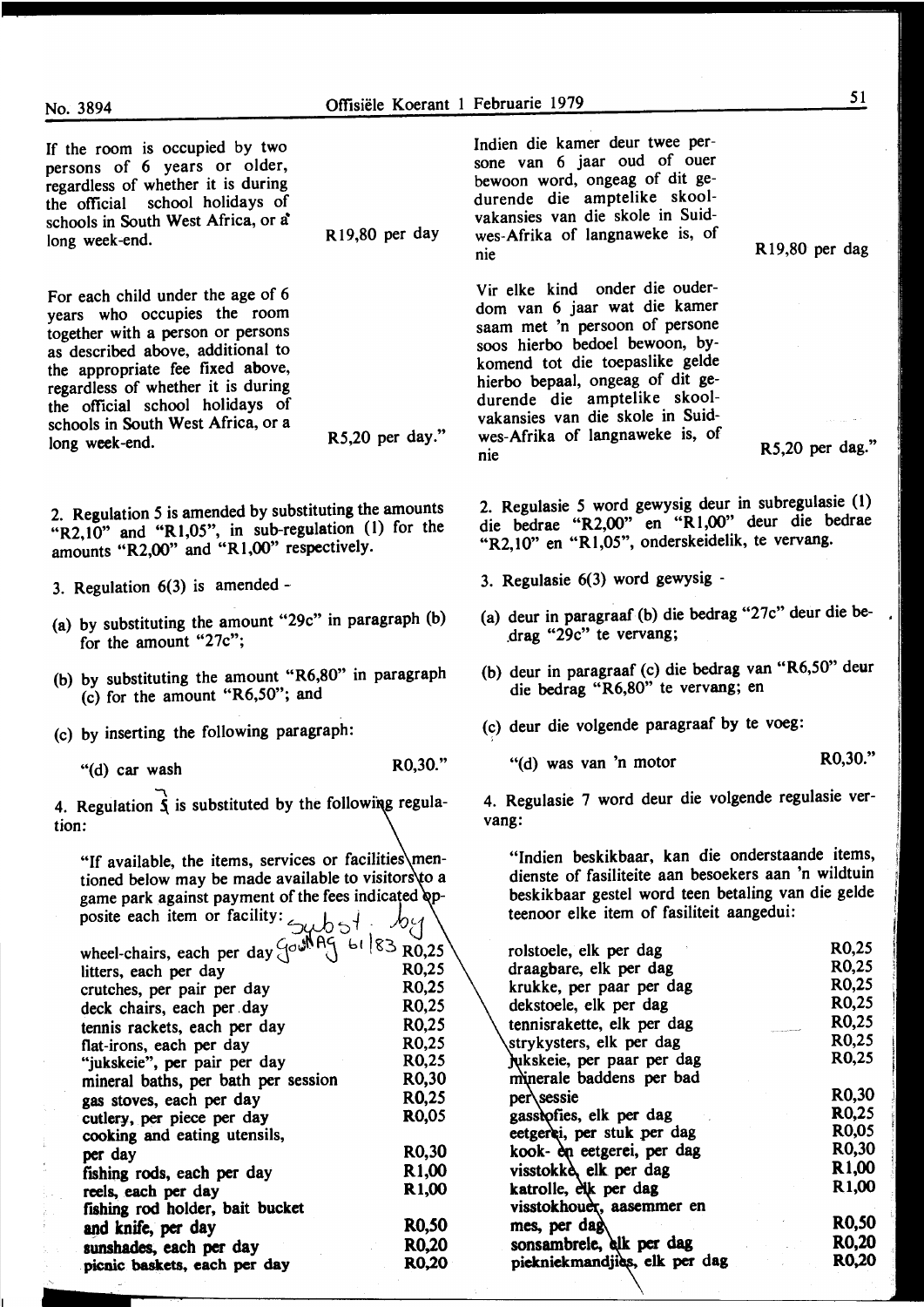If the room is occupied by two persons of 6 years or older, regardless of whether it is during the official school holidays of schools in South West Africa, or a long week-end. R19,80 per day

For each child under the age of 6 years who occupies the room together with a person or persons as described above, additional to the appropriate fee fixed above, regardless of whether it is during the official school holidays of schools in South West Africa, or a long week-end. R5,20 per day."

2. Regulation 5 is amended by substituting the amounts "R2,10" and "R1,05", in sub-regulation (1) for the amounts "R2,00" and "R1,00" respectively.

3. Regulation 6(3) is amended -

(a) by substituting the amount "29c" in paragraph (b) for the amount "27c";

(b) by substituting the amount "R6,80" in paragraph (c) for the amount "R6,50"; and

(c) by inserting the following paragraph:

"(d) car wash R0,30."

4. Regulation 5 is substituted by the following regulation:

"If available, the items, services or facilities mentioned below may be made available to visitors to a game park against payment of the fees indicated opposite each item or facility:

Subst. by GoutN AG 61/83

| | |
|---|---|
| wheel-chairs, each per day | R0,25 |
| litters, each per day | R0,25 |
| crutches, per pair per day | R0,25 |
| deck chairs, each per day | R0,25 |
| tennis rackets, each per day | R0,25 |
| flat-irons, each per day | R0,25 |
| "jukskeie", per pair per day | R0,25 |
| mineral baths, per bath per session | R0,30 |
| gas stoves, each per day | R0,25 |
| cutlery, per piece per day | R0,05 |
| cooking and eating utensils, per day | R0,30 |
| fishing rods, each per day | R1,00 |
| reels, each per day | R1,00 |
| fishing rod holder, bait bucket and knife, per day | R0,50 |
| sunshades, each per day | R0,20 |
| picnic baskets, each per day | R0,20 |

Indien die kamer deur twee persone van 6 jaar oud of ouer bewoon word, ongeag of dit gedurende die amptelike skoolvakansies van die skole in Suidwes-Afrika of langnaweke is, of nie R19,80 per dag

Vir elke kind onder die ouderdom van 6 jaar wat die kamer saam met 'n persoon of persone soos hierbo bedoel bewoon, bykomend tot die toepaslike gelde hierbo bepaal, ongeag of dit gedurende die amptelike skoolvakansies van die skole in Suidwes-Afrika of langnaweke is, of nie R5,20 per dag."

2. Regulasie 5 word gewysig deur in subregulasie (1) die bedrae "R2,00" en "R1,00" deur die bedrae "R2,10" en "R1,05", onderskeidelik, te vervang.

3. Regulasie 6(3) word gewysig -

(a) deur in paragraaf (b) die bedrag "27c" deur die bedrag "29c" te vervang;

(b) deur in paragraaf (c) die bedrag van "R6,50" deur die bedrag "R6,80" te vervang; en

(c) deur die volgende paragraaf by te voeg:

"(d) was van 'n motor R0,30."

4. Regulasie 7 word deur die volgende regulasie vervang:

"Indien beskikbaar, kan die onderstaande items, dienste of fasiliteite aan besoekers aan 'n wildtuin beskikbaar gestel word teen betaling van die gelde teenoor elke item of fasiliteit aangedui:

| | |
|---|---|
| rolstoele, elk per dag | R0,25 |
| draagbare, elk per dag | R0,25 |
| krukke, per paar per dag | R0,25 |
| dekstoele, elk per dag | R0,25 |
| tennisrakette, elk per dag | R0,25 |
| strykysters, elk per dag | R0,25 |
| jukskeie, per paar per dag | R0,25 |
| minerale baddens per bad per sessie | R0,30 |
| gasstowe, elk per dag | R0,25 |
| eetgerei, per stuk per dag | R0,05 |
| kook- en eetgerei, per dag | R0,30 |
| visstokke, elk per dag | R1,00 |
| katrolle, elk per dag | R1,00 |
| visstokhouer, aasemmer en mes, per dag | R0,50 |
| sonsambrele, elk per dag | R0,20 |
| piekniekmandjies, elk per dag | R0,20 |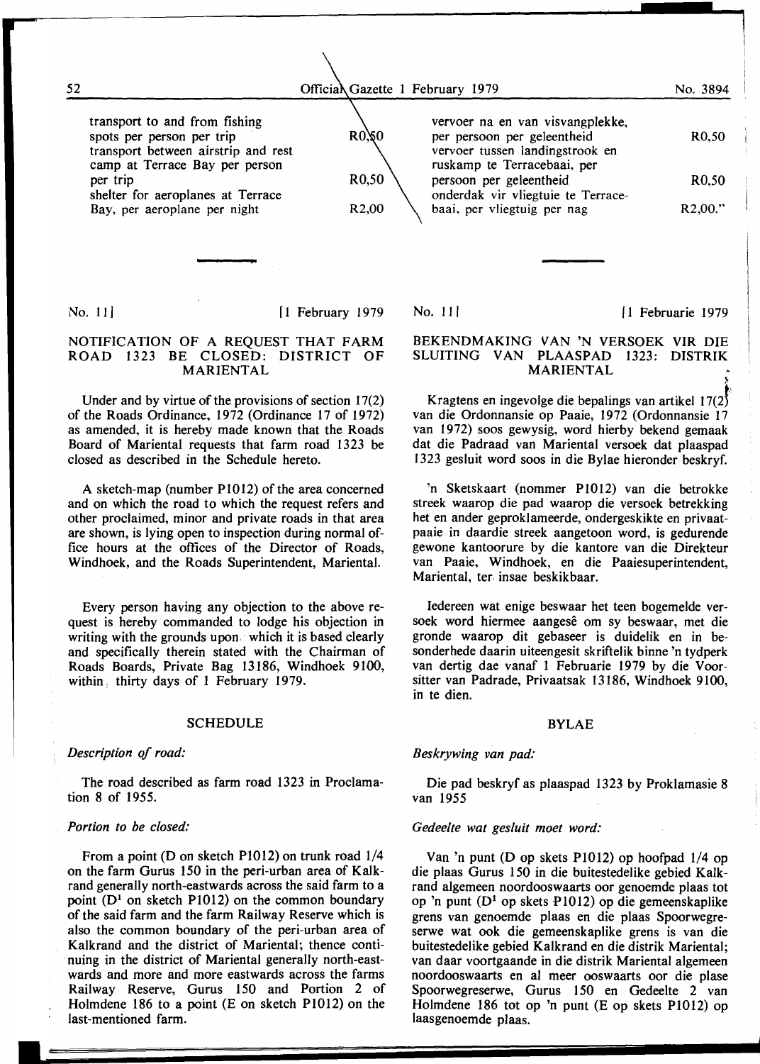| | |
|---|---|
| transport to and from fishing spots per person per trip | R0,50 |
| transport between airstrip and rest camp at Terrace Bay per person per trip | R0,50 |
| shelter for aeroplanes at Terrace Bay, per aeroplane per night | R2,00 |

| | |
|---|---|
| vervoer na en van visvangplekke, per persoon per geleentheid | R0,50 |
| vervoer tussen landingstrook en ruskamp te Terracebaai, per persoon per geleentheid | R0,50 |
| onderdak vir vliegtuie te Terracebaai, per vliegtuig per nag | R2,00." |

No. 11] [1 February 1979

## NOTIFICATION OF A REQUEST THAT FARM ROAD 1323 BE CLOSED: DISTRICT OF MARIENTAL

Under and by virtue of the provisions of section 17(2) of the Roads Ordinance, 1972 (Ordinance 17 of 1972) as amended, it is hereby made known that the Roads Board of Mariental requests that farm road 1323 be closed as described in the Schedule hereto.

A sketch-map (number P1012) of the area concerned and on which the road to which the request refers and other proclaimed, minor and private roads in that area are shown, is lying open to inspection during normal office hours at the offices of the Director of Roads, Windhoek, and the Roads Superintendent, Mariental.

Every person having any objection to the above request is hereby commanded to lodge his objection in writing with the grounds upon which it is based clearly and specifically therein stated with the Chairman of Roads Boards, Private Bag 13186, Windhoek 9100, within thirty days of 1 February 1979.

### SCHEDULE

*Description of road:*

The road described as farm road 1323 in Proclamation 8 of 1955.

*Portion to be closed:*

From a point (D on sketch P1012) on trunk road 1/4 on the farm Gurus 150 in the peri-urban area of Kalkrand generally north-eastwards across the said farm to a point ($D^1$ on sketch P1012) on the common boundary of the said farm and the farm Railway Reserve which is also the common boundary of the peri-urban area of Kalkrand and the district of Mariental; thence continuing in the district of Mariental generally north-eastwards and more and more eastwards across the farms Railway Reserve, Gurus 150 and Portion 2 of Holmdene 186 to a point (E on sketch P1012) on the last-mentioned farm.

No. 11] [1 Februarie 1979

## BEKENDMAKING VAN 'N VERSOEK VIR DIE SLUITING VAN PLAASPAD 1323: DISTRIK MARIENTAL

Kragtens en ingevolge die bepalings van artikel 17(2) van die Ordonnansie op Paaie, 1972 (Ordonnansie 17 van 1972) soos gewysig, word hierby bekend gemaak dat die Padraad van Mariental versoek dat plaaspad 1323 gesluit word soos in die Bylae hieronder beskryf.

'n Sketskaart (nommer P1012) van die betrokke streek waarop die pad waarop die versoek betrekking het en ander geproklameerde, ondergeskikte en privaatpaaie in daardie streek aangetoon word, is gedurende gewone kantoorure by die kantore van die Direkteur van Paaie, Windhoek, en die Paaiesuperintendent, Mariental, ter insae beskikbaar.

Iedereen wat enige beswaar het teen bogemelde versoek word hiermee aangesê om sy beswaar, met die gronde waarop dit gebaseer is duidelik en in besonderhede daarin uiteengesit skriftelik binne 'n tydperk van dertig dae vanaf 1 Februarie 1979 by die Voorsitter van Padrade, Privaatsak 13186, Windhoek 9100, in te dien.

### BYLAE

*Beskrywing van pad:*

Die pad beskryf as plaaspad 1323 by Proklamasie 8 van 1955

*Gedeelte wat gesluit moet word:*

Van 'n punt (D op skets P1012) op hoofpad 1/4 op die plaas Gurus 150 in die buitestedelike gebied Kalkrand algemeen noordooswaarts oor genoemde plaas tot op 'n punt ($D^1$ op skets P1012) op die gemeenskaplike grens van genoemde plaas en die plaas Spoorwegreserwe wat ook die gemeenskaplike grens is van die buitestedelike gebied Kalkrand en die distrik Mariental; van daar voortgaande in die distrik Mariental algemeen noordooswaarts en al meer ooswaarts oor die plase Spoorwegreserwe, Gurus 150 en Gedeelte 2 van Holmdene 186 tot op 'n punt (E op skets P1012) op laasgenoemde plaas.